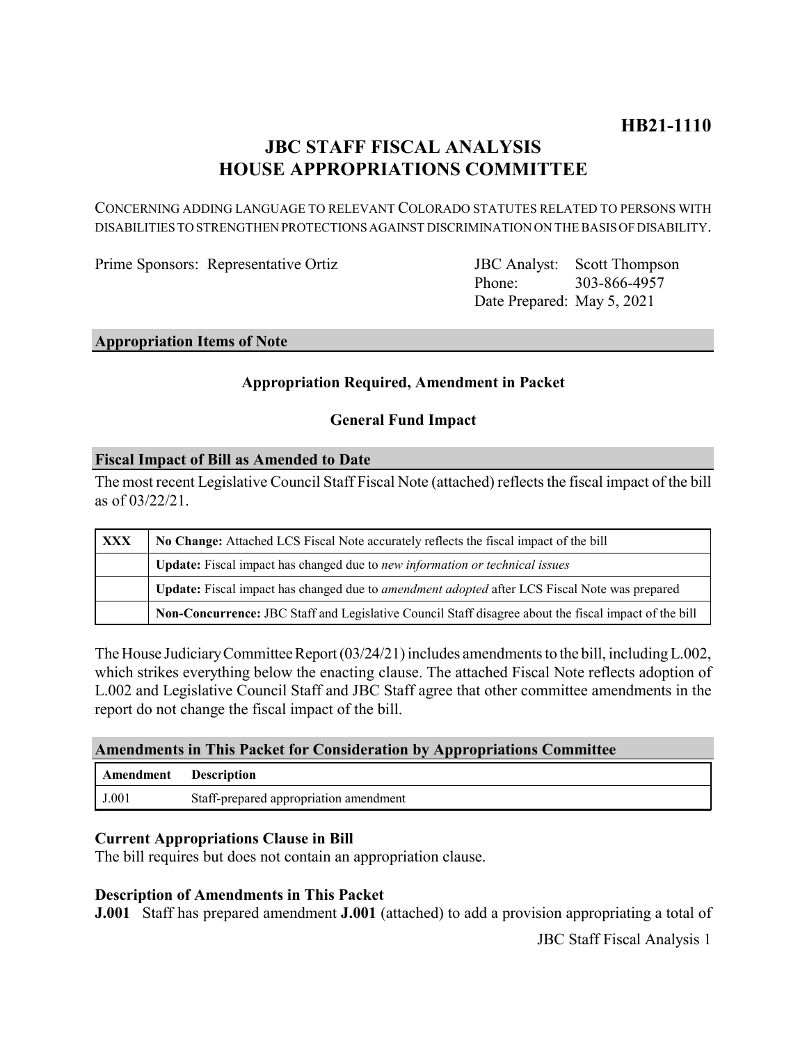# HB21-1110

## JBC STAFF FISCAL ANALYSIS
## HOUSE APPROPRIATIONS COMMITTEE

CONCERNING ADDING LANGUAGE TO RELEVANT COLORADO STATUTES RELATED TO PERSONS WITH DISABILITIES TO STRENGTHEN PROTECTIONS AGAINST DISCRIMINATION ON THE BASIS OF DISABILITY.

Prime Sponsors: Representative Ortiz

JBC Analyst: Scott Thompson
Phone: 303-866-4957
Date Prepared: May 5, 2021

### Appropriation Items of Note

**Appropriation Required, Amendment in Packet**

**General Fund Impact**

### Fiscal Impact of Bill as Amended to Date

The most recent Legislative Council Staff Fiscal Note (attached) reflects the fiscal impact of the bill as of 03/22/21.

| | |
|---|---|
| XXX | **No Change:** Attached LCS Fiscal Note accurately reflects the fiscal impact of the bill |
| | **Update:** Fiscal impact has changed due to *new information or technical issues* |
| | **Update:** Fiscal impact has changed due to *amendment adopted* after LCS Fiscal Note was prepared |
| | **Non-Concurrence:** JBC Staff and Legislative Council Staff disagree about the fiscal impact of the bill |

The House Judiciary Committee Report (03/24/21) includes amendments to the bill, including L.002, which strikes everything below the enacting clause. The attached Fiscal Note reflects adoption of L.002 and Legislative Council Staff and JBC Staff agree that other committee amendments in the report do not change the fiscal impact of the bill.

### Amendments in This Packet for Consideration by Appropriations Committee

| Amendment | Description |
|---|---|
| J.001 | Staff-prepared appropriation amendment |

**Current Appropriations Clause in Bill**

The bill requires but does not contain an appropriation clause.

**Description of Amendments in This Packet**

**J.001** Staff has prepared amendment **J.001** (attached) to add a provision appropriating a total of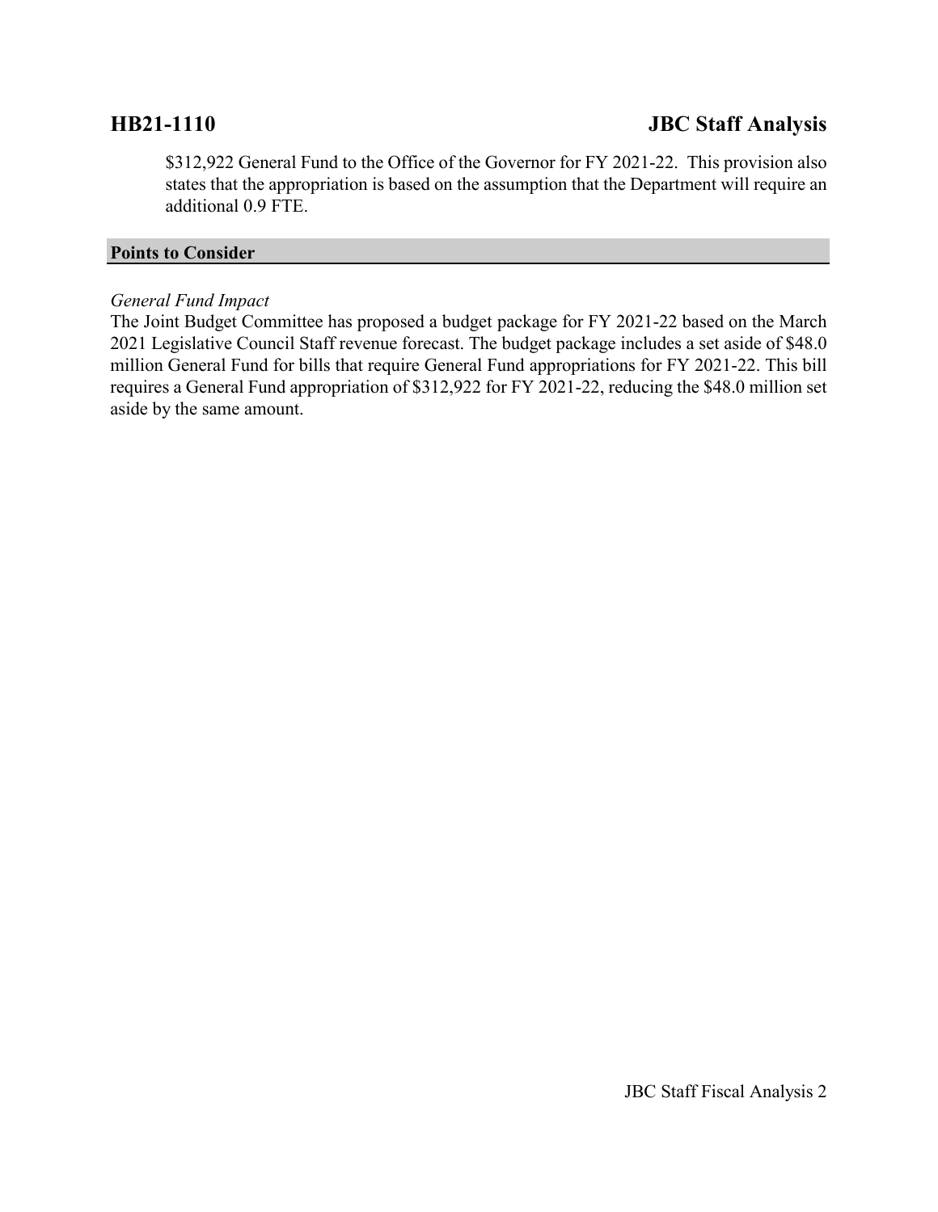$312,922 General Fund to the Office of the Governor for FY 2021-22. This provision also states that the appropriation is based on the assumption that the Department will require an additional 0.9 FTE.

## Points to Consider

*General Fund Impact*

The Joint Budget Committee has proposed a budget package for FY 2021-22 based on the March 2021 Legislative Council Staff revenue forecast. The budget package includes a set aside of $48.0 million General Fund for bills that require General Fund appropriations for FY 2021-22. This bill requires a General Fund appropriation of $312,922 for FY 2021-22, reducing the $48.0 million set aside by the same amount.